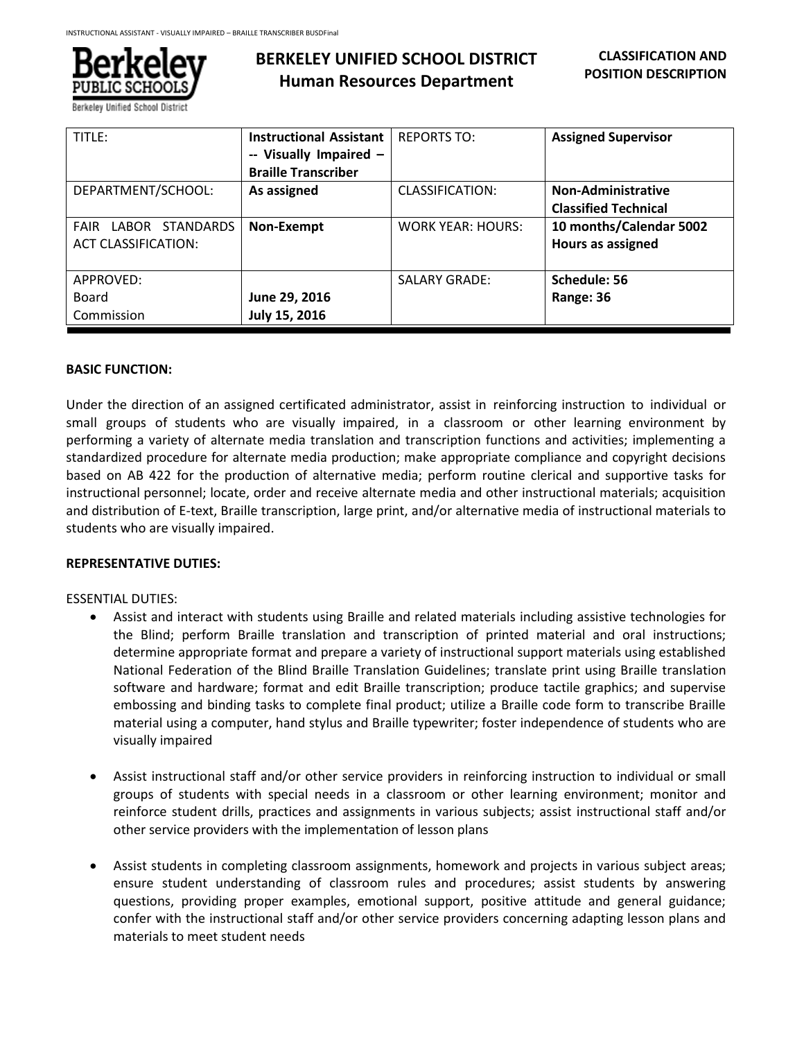# BERKELEY UNIFIED SCHOOL DISTRICT
## Human Resources Department

**CLASSIFICATION AND POSITION DESCRIPTION**

| TITLE: | **Instructional Assistant -- Visually Impaired – Braille Transcriber** | REPORTS TO: | **Assigned Supervisor** |
|---|---|---|---|
| DEPARTMENT/SCHOOL: | **As assigned** | CLASSIFICATION: | **Non-Administrative Classified Technical** |
| FAIR LABOR STANDARDS ACT CLASSIFICATION: | **Non-Exempt** | WORK YEAR: HOURS: | **10 months/Calendar 5002 Hours as assigned** |
| APPROVED: Board Commission | **June 29, 2016 July 15, 2016** | SALARY GRADE: | **Schedule: 56 Range: 36** |

**BASIC FUNCTION:**

Under the direction of an assigned certificated administrator, assist in reinforcing instruction to individual or small groups of students who are visually impaired, in a classroom or other learning environment by performing a variety of alternate media translation and transcription functions and activities; implementing a standardized procedure for alternate media production; make appropriate compliance and copyright decisions based on AB 422 for the production of alternative media; perform routine clerical and supportive tasks for instructional personnel; locate, order and receive alternate media and other instructional materials; acquisition and distribution of E-text, Braille transcription, large print, and/or alternative media of instructional materials to students who are visually impaired.

**REPRESENTATIVE DUTIES:**

ESSENTIAL DUTIES:

- Assist and interact with students using Braille and related materials including assistive technologies for the Blind; perform Braille translation and transcription of printed material and oral instructions; determine appropriate format and prepare a variety of instructional support materials using established National Federation of the Blind Braille Translation Guidelines; translate print using Braille translation software and hardware; format and edit Braille transcription; produce tactile graphics; and supervise embossing and binding tasks to complete final product; utilize a Braille code form to transcribe Braille material using a computer, hand stylus and Braille typewriter; foster independence of students who are visually impaired

- Assist instructional staff and/or other service providers in reinforcing instruction to individual or small groups of students with special needs in a classroom or other learning environment; monitor and reinforce student drills, practices and assignments in various subjects; assist instructional staff and/or other service providers with the implementation of lesson plans

- Assist students in completing classroom assignments, homework and projects in various subject areas; ensure student understanding of classroom rules and procedures; assist students by answering questions, providing proper examples, emotional support, positive attitude and general guidance; confer with the instructional staff and/or other service providers concerning adapting lesson plans and materials to meet student needs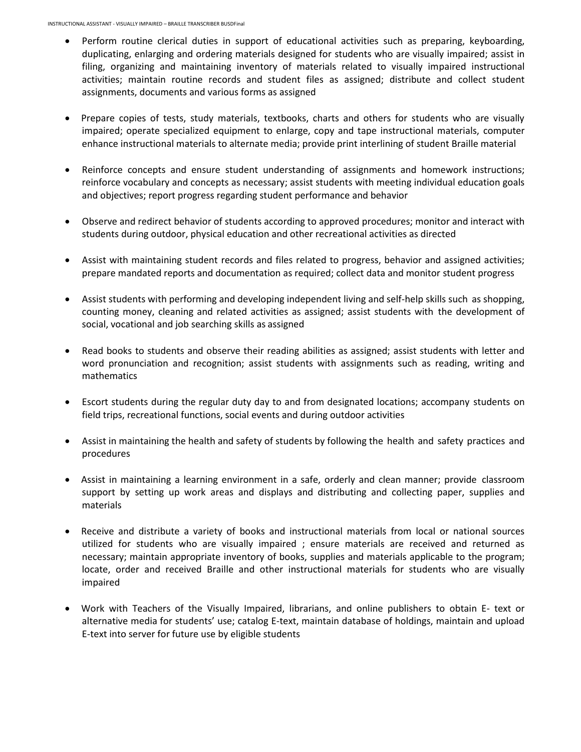- Perform routine clerical duties in support of educational activities such as preparing, keyboarding, duplicating, enlarging and ordering materials designed for students who are visually impaired; assist in filing, organizing and maintaining inventory of materials related to visually impaired instructional activities; maintain routine records and student files as assigned; distribute and collect student assignments, documents and various forms as assigned

- Prepare copies of tests, study materials, textbooks, charts and others for students who are visually impaired; operate specialized equipment to enlarge, copy and tape instructional materials, computer enhance instructional materials to alternate media; provide print interlining of student Braille material

- Reinforce concepts and ensure student understanding of assignments and homework instructions; reinforce vocabulary and concepts as necessary; assist students with meeting individual education goals and objectives; report progress regarding student performance and behavior

- Observe and redirect behavior of students according to approved procedures; monitor and interact with students during outdoor, physical education and other recreational activities as directed

- Assist with maintaining student records and files related to progress, behavior and assigned activities; prepare mandated reports and documentation as required; collect data and monitor student progress

- Assist students with performing and developing independent living and self-help skills such as shopping, counting money, cleaning and related activities as assigned; assist students with the development of social, vocational and job searching skills as assigned

- Read books to students and observe their reading abilities as assigned; assist students with letter and word pronunciation and recognition; assist students with assignments such as reading, writing and mathematics

- Escort students during the regular duty day to and from designated locations; accompany students on field trips, recreational functions, social events and during outdoor activities

- Assist in maintaining the health and safety of students by following the health and safety practices and procedures

- Assist in maintaining a learning environment in a safe, orderly and clean manner; provide classroom support by setting up work areas and displays and distributing and collecting paper, supplies and materials

- Receive and distribute a variety of books and instructional materials from local or national sources utilized for students who are visually impaired ; ensure materials are received and returned as necessary; maintain appropriate inventory of books, supplies and materials applicable to the program; locate, order and received Braille and other instructional materials for students who are visually impaired

- Work with Teachers of the Visually Impaired, librarians, and online publishers to obtain E- text or alternative media for students' use; catalog E-text, maintain database of holdings, maintain and upload E-text into server for future use by eligible students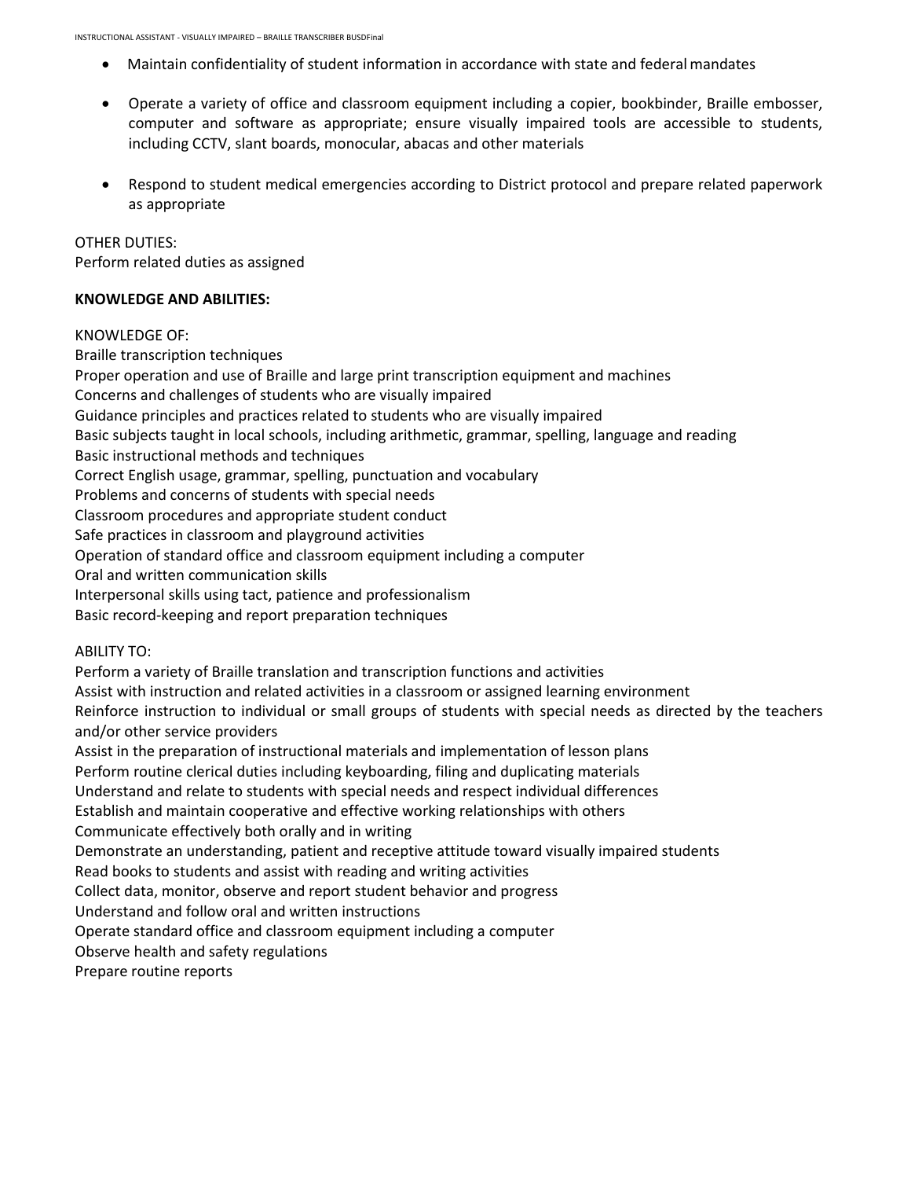- Maintain confidentiality of student information in accordance with state and federal mandates

- Operate a variety of office and classroom equipment including a copier, bookbinder, Braille embosser, computer and software as appropriate; ensure visually impaired tools are accessible to students, including CCTV, slant boards, monocular, abacas and other materials

- Respond to student medical emergencies according to District protocol and prepare related paperwork as appropriate

OTHER DUTIES:
Perform related duties as assigned

**KNOWLEDGE AND ABILITIES:**

KNOWLEDGE OF:
Braille transcription techniques
Proper operation and use of Braille and large print transcription equipment and machines
Concerns and challenges of students who are visually impaired
Guidance principles and practices related to students who are visually impaired
Basic subjects taught in local schools, including arithmetic, grammar, spelling, language and reading
Basic instructional methods and techniques
Correct English usage, grammar, spelling, punctuation and vocabulary
Problems and concerns of students with special needs
Classroom procedures and appropriate student conduct
Safe practices in classroom and playground activities
Operation of standard office and classroom equipment including a computer
Oral and written communication skills
Interpersonal skills using tact, patience and professionalism
Basic record-keeping and report preparation techniques

ABILITY TO:
Perform a variety of Braille translation and transcription functions and activities
Assist with instruction and related activities in a classroom or assigned learning environment
Reinforce instruction to individual or small groups of students with special needs as directed by the teachers and/or other service providers
Assist in the preparation of instructional materials and implementation of lesson plans
Perform routine clerical duties including keyboarding, filing and duplicating materials
Understand and relate to students with special needs and respect individual differences
Establish and maintain cooperative and effective working relationships with others
Communicate effectively both orally and in writing
Demonstrate an understanding, patient and receptive attitude toward visually impaired students
Read books to students and assist with reading and writing activities
Collect data, monitor, observe and report student behavior and progress
Understand and follow oral and written instructions
Operate standard office and classroom equipment including a computer
Observe health and safety regulations
Prepare routine reports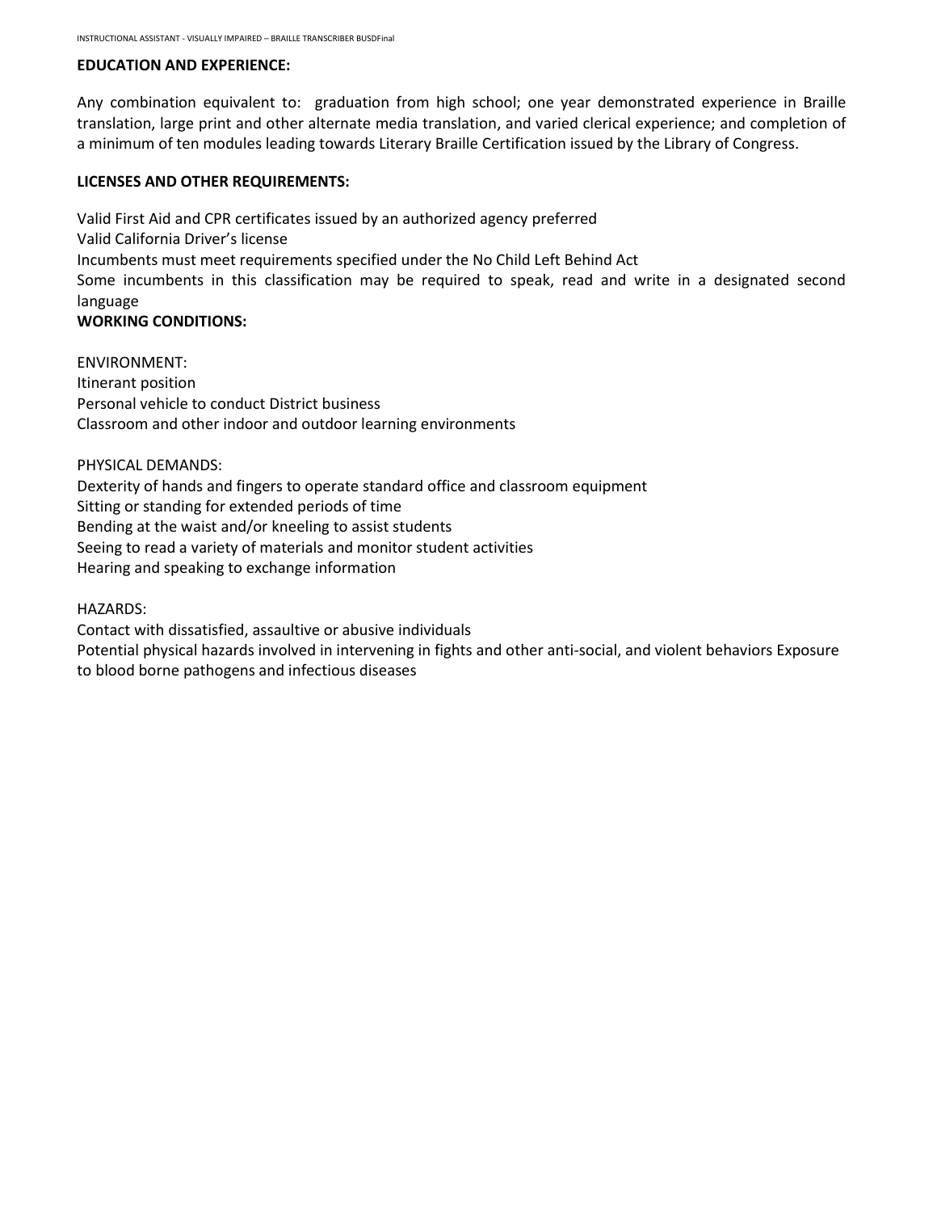**EDUCATION AND EXPERIENCE:**

Any combination equivalent to: graduation from high school; one year demonstrated experience in Braille translation, large print and other alternate media translation, and varied clerical experience; and completion of a minimum of ten modules leading towards Literary Braille Certification issued by the Library of Congress.

**LICENSES AND OTHER REQUIREMENTS:**

Valid First Aid and CPR certificates issued by an authorized agency preferred
Valid California Driver's license
Incumbents must meet requirements specified under the No Child Left Behind Act
Some incumbents in this classification may be required to speak, read and write in a designated second language

**WORKING CONDITIONS:**

ENVIRONMENT:
Itinerant position
Personal vehicle to conduct District business
Classroom and other indoor and outdoor learning environments

PHYSICAL DEMANDS:
Dexterity of hands and fingers to operate standard office and classroom equipment
Sitting or standing for extended periods of time
Bending at the waist and/or kneeling to assist students
Seeing to read a variety of materials and monitor student activities
Hearing and speaking to exchange information

HAZARDS:
Contact with dissatisfied, assaultive or abusive individuals
Potential physical hazards involved in intervening in fights and other anti-social, and violent behaviors Exposure to blood borne pathogens and infectious diseases